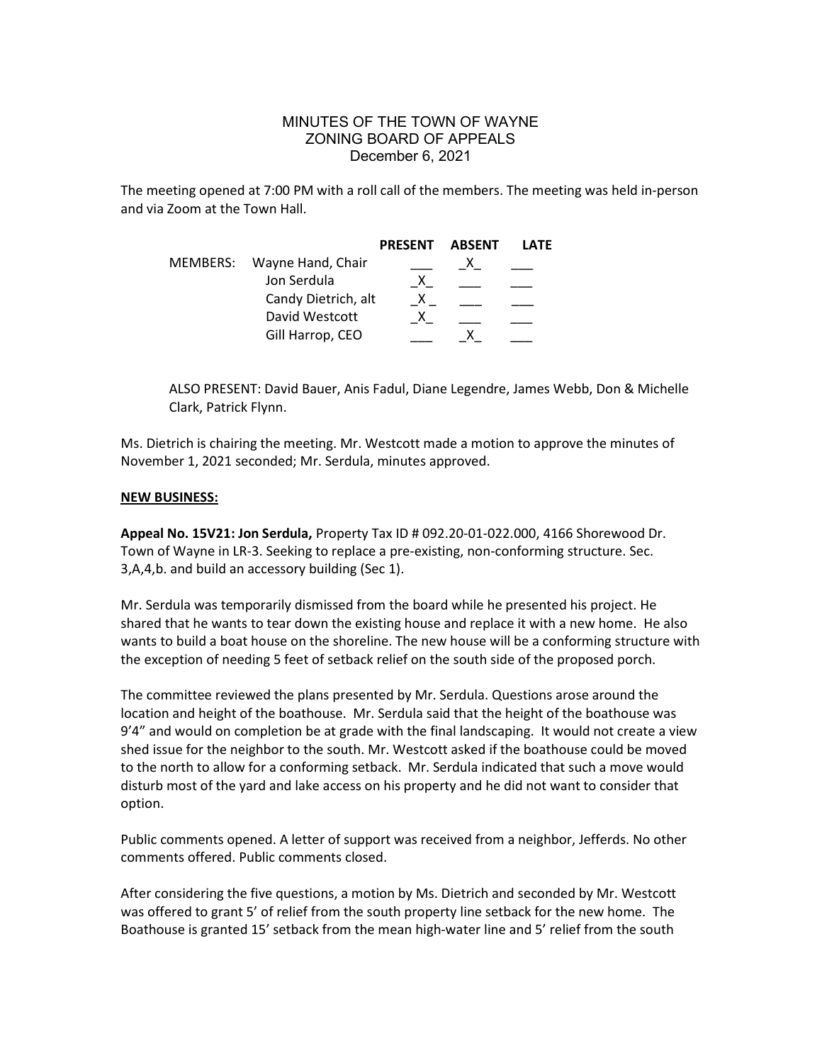# MINUTES OF THE TOWN OF WAYNE
## ZONING BOARD OF APPEALS
### December 6, 2021

The meeting opened at 7:00 PM with a roll call of the members. The meeting was held in-person and via Zoom at the Town Hall.

| | | PRESENT | ABSENT | LATE |
|---|---|---|---|---|
| MEMBERS: | Wayne Hand, Chair | ___ | _X_ | ___ |
| | Jon Serdula | _X_ | ___ | ___ |
| | Candy Dietrich, alt | _X_ | ___ | ___ |
| | David Westcott | _X_ | ___ | ___ |
| | Gill Harrop, CEO | ___ | _X_ | ___ |

ALSO PRESENT: David Bauer, Anis Fadul, Diane Legendre, James Webb, Don & Michelle Clark, Patrick Flynn.

Ms. Dietrich is chairing the meeting. Mr. Westcott made a motion to approve the minutes of November 1, 2021 seconded; Mr. Serdula, minutes approved.

**NEW BUSINESS:**

**Appeal No. 15V21: Jon Serdula,** Property Tax ID # 092.20-01-022.000, 4166 Shorewood Dr. Town of Wayne in LR-3. Seeking to replace a pre-existing, non-conforming structure. Sec. 3,A,4,b. and build an accessory building (Sec 1).

Mr. Serdula was temporarily dismissed from the board while he presented his project. He shared that he wants to tear down the existing house and replace it with a new home. He also wants to build a boat house on the shoreline. The new house will be a conforming structure with the exception of needing 5 feet of setback relief on the south side of the proposed porch.

The committee reviewed the plans presented by Mr. Serdula. Questions arose around the location and height of the boathouse. Mr. Serdula said that the height of the boathouse was 9'4" and would on completion be at grade with the final landscaping. It would not create a view shed issue for the neighbor to the south. Mr. Westcott asked if the boathouse could be moved to the north to allow for a conforming setback. Mr. Serdula indicated that such a move would disturb most of the yard and lake access on his property and he did not want to consider that option.

Public comments opened. A letter of support was received from a neighbor, Jefferds. No other comments offered. Public comments closed.

After considering the five questions, a motion by Ms. Dietrich and seconded by Mr. Westcott was offered to grant 5' of relief from the south property line setback for the new home. The Boathouse is granted 15' setback from the mean high-water line and 5' relief from the south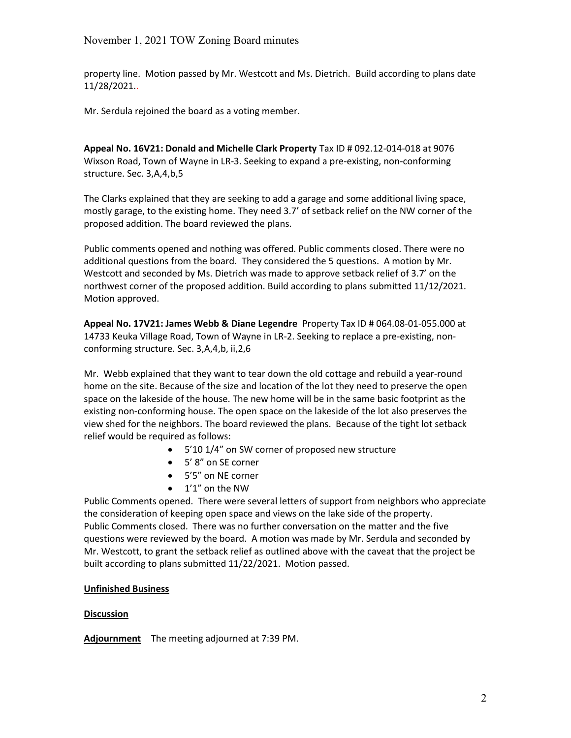property line. Motion passed by Mr. Westcott and Ms. Dietrich. Build according to plans date 11/28/2021..

Mr. Serdula rejoined the board as a voting member.

**Appeal No. 16V21: Donald and Michelle Clark Property** Tax ID # 092.12-014-018 at 9076 Wixson Road, Town of Wayne in LR-3. Seeking to expand a pre-existing, non-conforming structure. Sec. 3,A,4,b,5

The Clarks explained that they are seeking to add a garage and some additional living space, mostly garage, to the existing home. They need 3.7' of setback relief on the NW corner of the proposed addition. The board reviewed the plans.

Public comments opened and nothing was offered. Public comments closed. There were no additional questions from the board. They considered the 5 questions. A motion by Mr. Westcott and seconded by Ms. Dietrich was made to approve setback relief of 3.7' on the northwest corner of the proposed addition. Build according to plans submitted 11/12/2021. Motion approved.

**Appeal No. 17V21: James Webb & Diane Legendre** Property Tax ID # 064.08-01-055.000 at 14733 Keuka Village Road, Town of Wayne in LR-2. Seeking to replace a pre-existing, non-conforming structure. Sec. 3,A,4,b, ii,2,6

Mr. Webb explained that they want to tear down the old cottage and rebuild a year-round home on the site. Because of the size and location of the lot they need to preserve the open space on the lakeside of the house. The new home will be in the same basic footprint as the existing non-conforming house. The open space on the lakeside of the lot also preserves the view shed for the neighbors. The board reviewed the plans. Because of the tight lot setback relief would be required as follows:

- 5'10 1/4" on SW corner of proposed new structure
- 5' 8" on SE corner
- 5'5" on NE corner
- 1'1" on the NW

Public Comments opened. There were several letters of support from neighbors who appreciate the consideration of keeping open space and views on the lake side of the property. Public Comments closed. There was no further conversation on the matter and the five questions were reviewed by the board. A motion was made by Mr. Serdula and seconded by Mr. Westcott, to grant the setback relief as outlined above with the caveat that the project be built according to plans submitted 11/22/2021. Motion passed.

**<u>Unfinished Business</u>**

**<u>Discussion</u>**

**<u>Adjournment</u>** The meeting adjourned at 7:39 PM.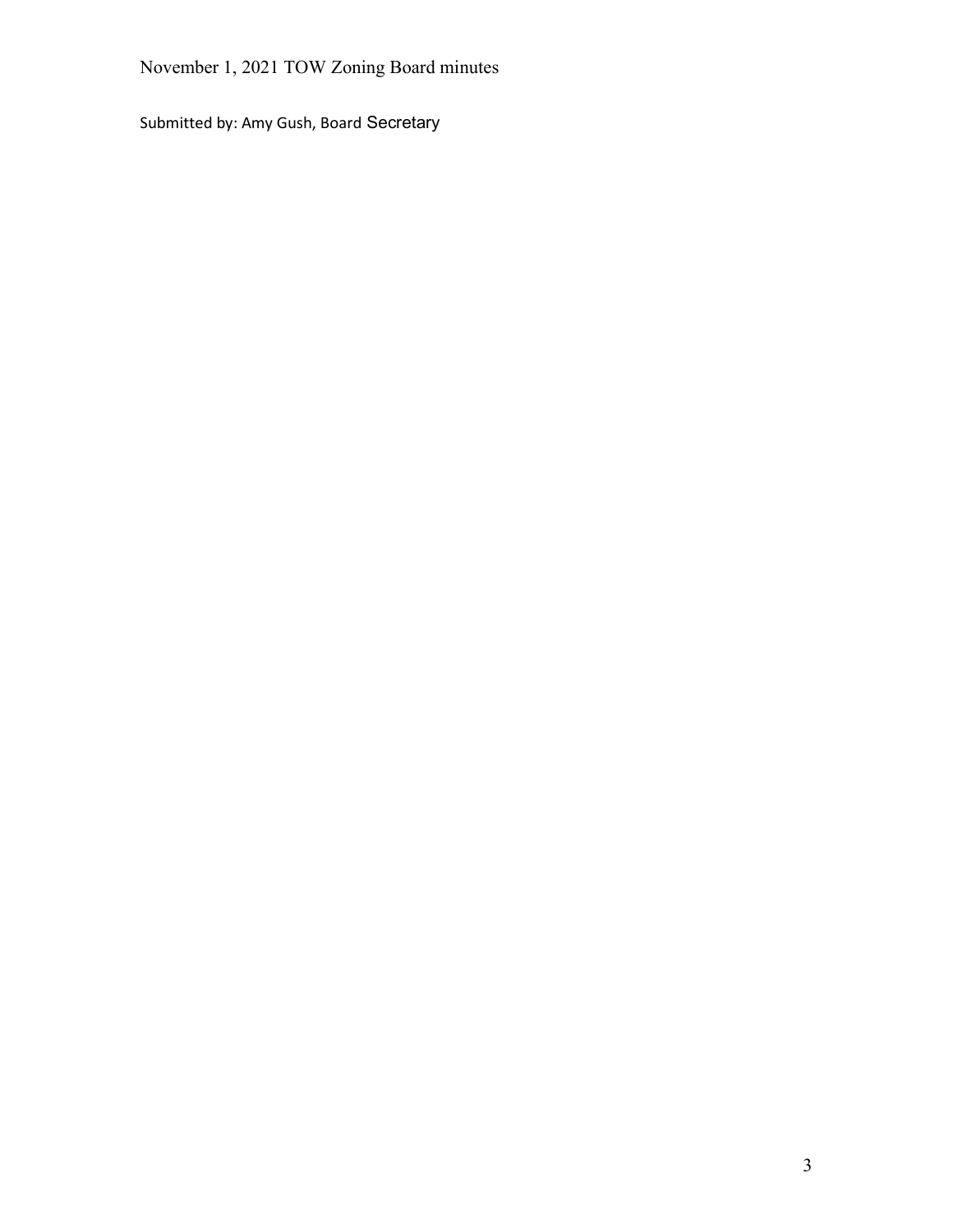November 1, 2021 TOW Zoning Board minutes

Submitted by: Amy Gush, Board Secretary